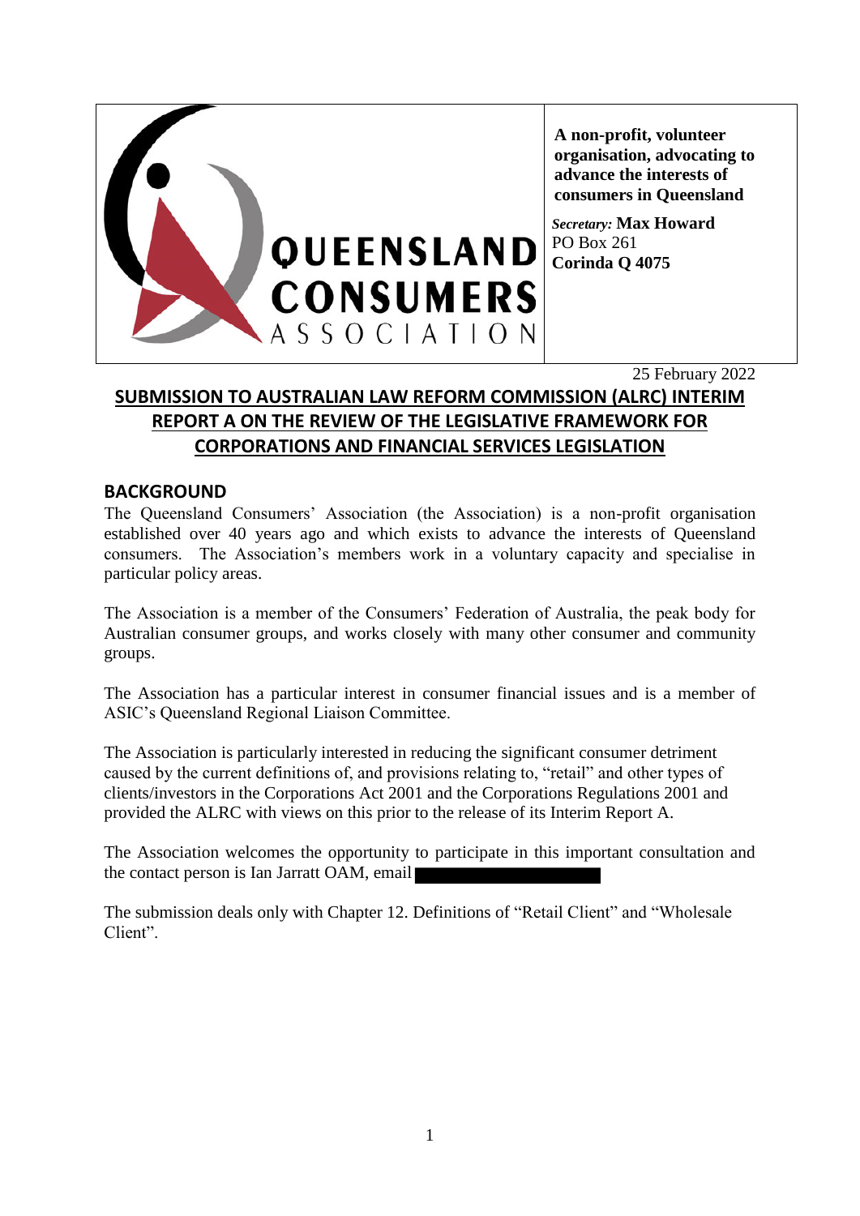QUEENSLAND CONSUMERS ASSOCIATION

**A non-profit, volunteer organisation, advocating to advance the interests of consumers in Queensland**

***Secretary:*** **Max Howard**
PO Box 261
**Corinda Q 4075**

25 February 2022

## SUBMISSION TO AUSTRALIAN LAW REFORM COMMISSION (ALRC) INTERIM REPORT A ON THE REVIEW OF THE LEGISLATIVE FRAMEWORK FOR CORPORATIONS AND FINANCIAL SERVICES LEGISLATION

## BACKGROUND

The Queensland Consumers' Association (the Association) is a non-profit organisation established over 40 years ago and which exists to advance the interests of Queensland consumers. The Association's members work in a voluntary capacity and specialise in particular policy areas.

The Association is a member of the Consumers' Federation of Australia, the peak body for Australian consumer groups, and works closely with many other consumer and community groups.

The Association has a particular interest in consumer financial issues and is a member of ASIC's Queensland Regional Liaison Committee.

The Association is particularly interested in reducing the significant consumer detriment caused by the current definitions of, and provisions relating to, "retail" and other types of clients/investors in the Corporations Act 2001 and the Corporations Regulations 2001 and provided the ALRC with views on this prior to the release of its Interim Report A.

The Association welcomes the opportunity to participate in this important consultation and the contact person is Ian Jarratt OAM, email [redacted]

The submission deals only with Chapter 12. Definitions of "Retail Client" and "Wholesale Client".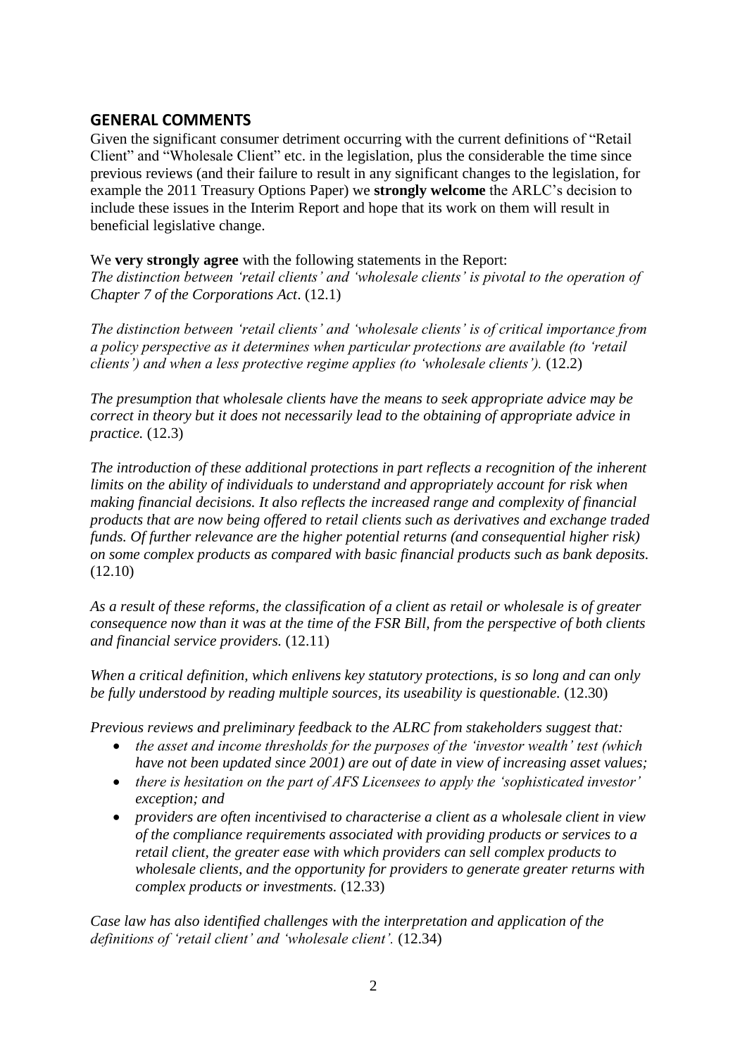## GENERAL COMMENTS

Given the significant consumer detriment occurring with the current definitions of "Retail Client" and "Wholesale Client" etc. in the legislation, plus the considerable the time since previous reviews (and their failure to result in any significant changes to the legislation, for example the 2011 Treasury Options Paper) we **strongly welcome** the ARLC's decision to include these issues in the Interim Report and hope that its work on them will result in beneficial legislative change.

We **very strongly agree** with the following statements in the Report:
*The distinction between 'retail clients' and 'wholesale clients' is pivotal to the operation of Chapter 7 of the Corporations Act*. (12.1)

*The distinction between 'retail clients' and 'wholesale clients' is of critical importance from a policy perspective as it determines when particular protections are available (to 'retail clients') and when a less protective regime applies (to 'wholesale clients').* (12.2)

*The presumption that wholesale clients have the means to seek appropriate advice may be correct in theory but it does not necessarily lead to the obtaining of appropriate advice in practice.* (12.3)

*The introduction of these additional protections in part reflects a recognition of the inherent limits on the ability of individuals to understand and appropriately account for risk when making financial decisions. It also reflects the increased range and complexity of financial products that are now being offered to retail clients such as derivatives and exchange traded funds. Of further relevance are the higher potential returns (and consequential higher risk) on some complex products as compared with basic financial products such as bank deposits.* (12.10)

*As a result of these reforms, the classification of a client as retail or wholesale is of greater consequence now than it was at the time of the FSR Bill, from the perspective of both clients and financial service providers.* (12.11)

*When a critical definition, which enlivens key statutory protections, is so long and can only be fully understood by reading multiple sources, its useability is questionable.* (12.30)

*Previous reviews and preliminary feedback to the ALRC from stakeholders suggest that:*

- *the asset and income thresholds for the purposes of the 'investor wealth' test (which have not been updated since 2001) are out of date in view of increasing asset values;*
- *there is hesitation on the part of AFS Licensees to apply the 'sophisticated investor' exception; and*
- *providers are often incentivised to characterise a client as a wholesale client in view of the compliance requirements associated with providing products or services to a retail client, the greater ease with which providers can sell complex products to wholesale clients, and the opportunity for providers to generate greater returns with complex products or investments.* (12.33)

*Case law has also identified challenges with the interpretation and application of the definitions of 'retail client' and 'wholesale client'.* (12.34)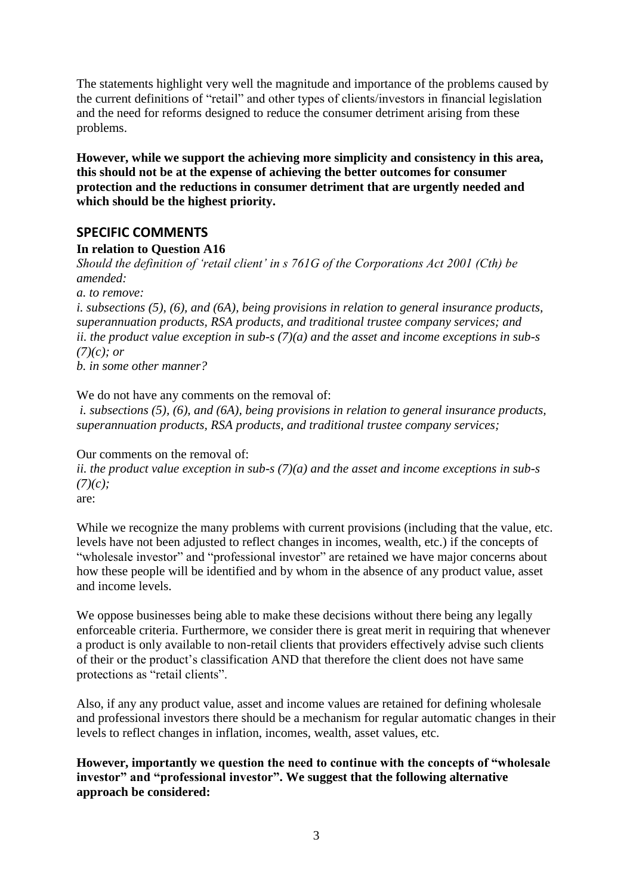The statements highlight very well the magnitude and importance of the problems caused by the current definitions of "retail" and other types of clients/investors in financial legislation and the need for reforms designed to reduce the consumer detriment arising from these problems.

**However, while we support the achieving more simplicity and consistency in this area, this should not be at the expense of achieving the better outcomes for consumer protection and the reductions in consumer detriment that are urgently needed and which should be the highest priority.**

## SPECIFIC COMMENTS

**In relation to Question A16**

*Should the definition of 'retail client' in s 761G of the Corporations Act 2001 (Cth) be amended:*

*a. to remove:*

*i. subsections (5), (6), and (6A), being provisions in relation to general insurance products, superannuation products, RSA products, and traditional trustee company services; and*

*ii. the product value exception in sub-s (7)(a) and the asset and income exceptions in sub-s (7)(c); or*

*b. in some other manner?*

We do not have any comments on the removal of:

*i. subsections (5), (6), and (6A), being provisions in relation to general insurance products, superannuation products, RSA products, and traditional trustee company services;*

Our comments on the removal of:

*ii. the product value exception in sub-s (7)(a) and the asset and income exceptions in sub-s (7)(c);*

are:

While we recognize the many problems with current provisions (including that the value, etc. levels have not been adjusted to reflect changes in incomes, wealth, etc.) if the concepts of "wholesale investor" and "professional investor" are retained we have major concerns about how these people will be identified and by whom in the absence of any product value, asset and income levels.

We oppose businesses being able to make these decisions without there being any legally enforceable criteria. Furthermore, we consider there is great merit in requiring that whenever a product is only available to non-retail clients that providers effectively advise such clients of their or the product's classification AND that therefore the client does not have same protections as "retail clients".

Also, if any any product value, asset and income values are retained for defining wholesale and professional investors there should be a mechanism for regular automatic changes in their levels to reflect changes in inflation, incomes, wealth, asset values, etc.

**However, importantly we question the need to continue with the concepts of "wholesale investor" and "professional investor". We suggest that the following alternative approach be considered:**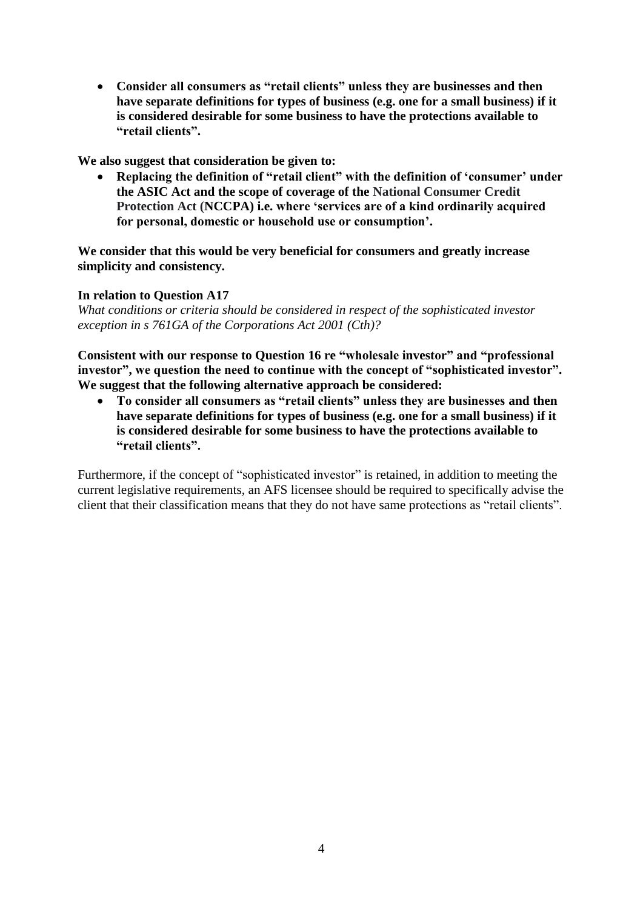- **Consider all consumers as "retail clients" unless they are businesses and then have separate definitions for types of business (e.g. one for a small business) if it is considered desirable for some business to have the protections available to "retail clients".**

**We also suggest that consideration be given to:**

- **Replacing the definition of "retail client" with the definition of 'consumer' under the ASIC Act and the scope of coverage of the National Consumer Credit Protection Act (NCCPA) i.e. where 'services are of a kind ordinarily acquired for personal, domestic or household use or consumption'.**

**We consider that this would be very beneficial for consumers and greatly increase simplicity and consistency.**

**In relation to Question A17**

*What conditions or criteria should be considered in respect of the sophisticated investor exception in s 761GA of the Corporations Act 2001 (Cth)?*

**Consistent with our response to Question 16 re "wholesale investor" and "professional investor", we question the need to continue with the concept of "sophisticated investor". We suggest that the following alternative approach be considered:**

- **To consider all consumers as "retail clients" unless they are businesses and then have separate definitions for types of business (e.g. one for a small business) if it is considered desirable for some business to have the protections available to "retail clients".**

Furthermore, if the concept of "sophisticated investor" is retained, in addition to meeting the current legislative requirements, an AFS licensee should be required to specifically advise the client that their classification means that they do not have same protections as "retail clients".